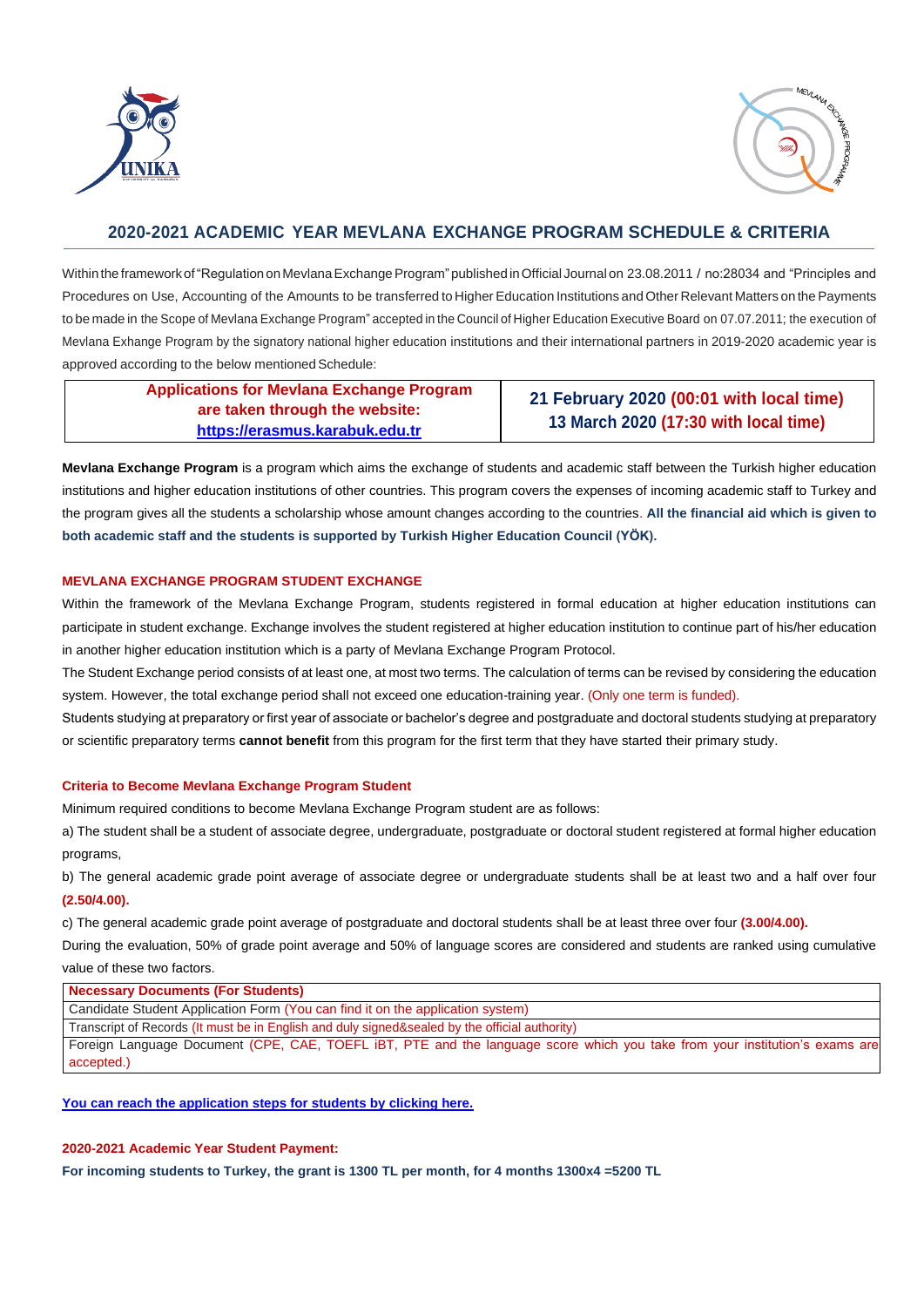## 2020-2021 ACADEMIC YEAR MEVLANA EXCHANGE PROGRAM SCHEDULE & CRITERIA

Within the framework of "Regulation on Mevlana Exchange Program" published in Official Journal on 23.08.2011 / no:28034 and "Principles and Procedures on Use, Accounting of the Amounts to be transferred to Higher Education Institutions and Other Relevant Matters on the Payments to be made in the Scope of Mevlana Exchange Program" accepted in the Council of Higher Education Executive Board on 07.07.2011; the execution of Mevlana Exhange Program by the signatory national higher education institutions and their international partners in 2019-2020 academic year is approved according to the below mentioned Schedule:

| | |
|---|---|
| **Applications for Mevlana Exchange Program are taken through the website: https://erasmus.karabuk.edu.tr** | **21 February 2020 (00:01 with local time)**<br>**13 March 2020 (17:30 with local time)** |

**Mevlana Exchange Program** is a program which aims the exchange of students and academic staff between the Turkish higher education institutions and higher education institutions of other countries. This program covers the expenses of incoming academic staff to Turkey and the program gives all the students a scholarship whose amount changes according to the countries. **All the financial aid which is given to both academic staff and the students is supported by Turkish Higher Education Council (YÖK).**

### MEVLANA EXCHANGE PROGRAM STUDENT EXCHANGE

Within the framework of the Mevlana Exchange Program, students registered in formal education at higher education institutions can participate in student exchange. Exchange involves the student registered at higher education institution to continue part of his/her education in another higher education institution which is a party of Mevlana Exchange Program Protocol.

The Student Exchange period consists of at least one, at most two terms. The calculation of terms can be revised by considering the education system. However, the total exchange period shall not exceed one education-training year. (Only one term is funded).

Students studying at preparatory or first year of associate or bachelor's degree and postgraduate and doctoral students studying at preparatory or scientific preparatory terms **cannot benefit** from this program for the first term that they have started their primary study.

#### Criteria to Become Mevlana Exchange Program Student

Minimum required conditions to become Mevlana Exchange Program student are as follows:

a) The student shall be a student of associate degree, undergraduate, postgraduate or doctoral student registered at formal higher education programs,

b) The general academic grade point average of associate degree or undergraduate students shall be at least two and a half over four **(2.50/4.00).**

c) The general academic grade point average of postgraduate and doctoral students shall be at least three over four **(3.00/4.00).**

During the evaluation, 50% of grade point average and 50% of language scores are considered and students are ranked using cumulative value of these two factors.

| **Necessary Documents (For Students)** |
|---|
| Candidate Student Application Form (You can find it on the application system) |
| Transcript of Records (It must be in English and duly signed&sealed by the official authority) |
| Foreign Language Document (CPE, CAE, TOEFL iBT, PTE and the language score which you take from your institution's exams are accepted.) |

**You can reach the application steps for students by clicking here.**

**2020-2021 Academic Year Student Payment:**

**For incoming students to Turkey, the grant is 1300 TL per month, for 4 months 1300x4 =5200 TL**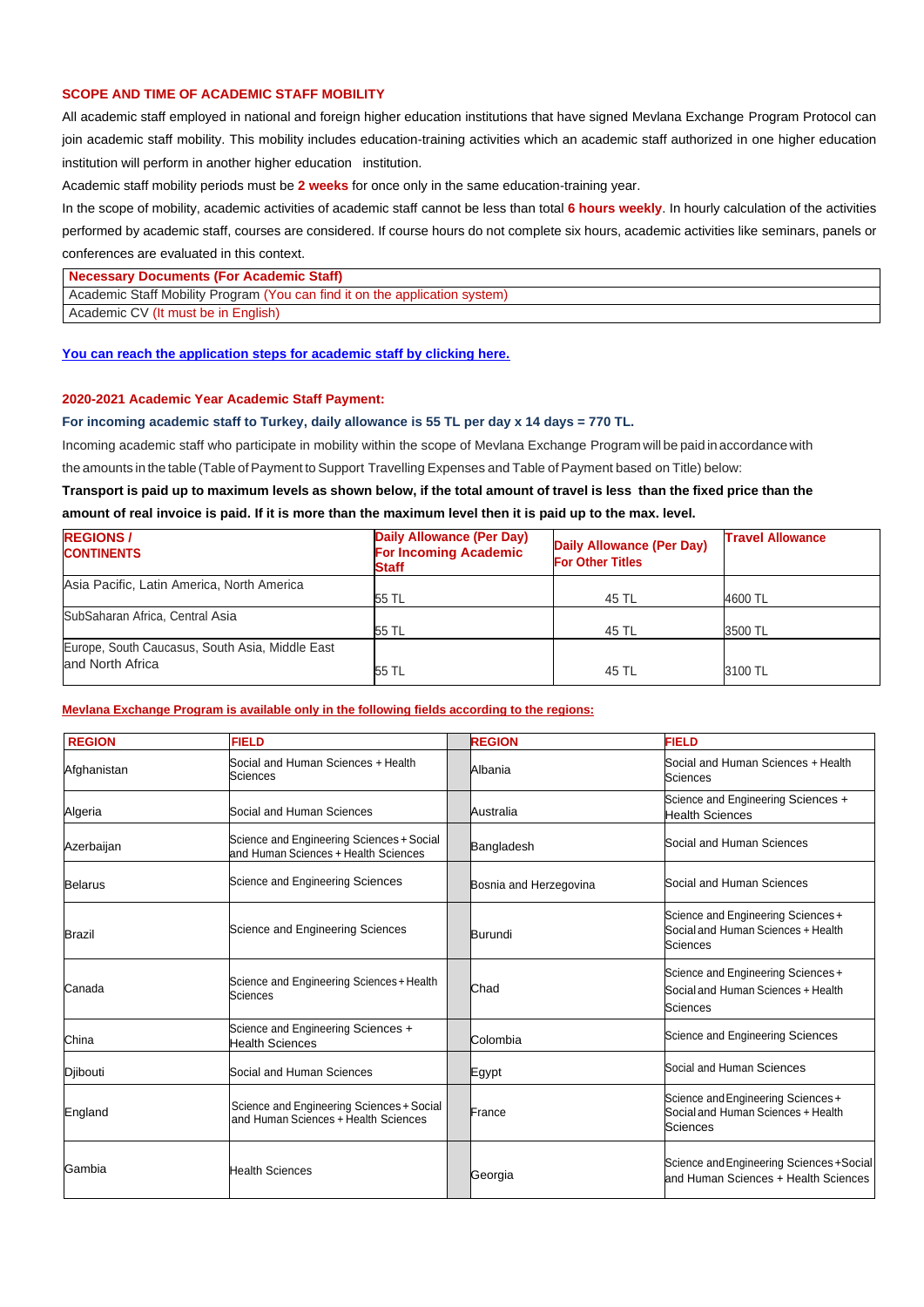## SCOPE AND TIME OF ACADEMIC STAFF MOBILITY

All academic staff employed in national and foreign higher education institutions that have signed Mevlana Exchange Program Protocol can join academic staff mobility. This mobility includes education-training activities which an academic staff authorized in one higher education institution will perform in another higher education institution.

Academic staff mobility periods must be **2 weeks** for once only in the same education-training year.

In the scope of mobility, academic activities of academic staff cannot be less than total **6 hours weekly**. In hourly calculation of the activities performed by academic staff, courses are considered. If course hours do not complete six hours, academic activities like seminars, panels or conferences are evaluated in this context.

| **Necessary Documents (For Academic Staff)** |
|---|
| Academic Staff Mobility Program (You can find it on the application system) |
| Academic CV (It must be in English) |

**You can reach the application steps for academic staff by clicking here.**

### 2020-2021 Academic Year Academic Staff Payment:

**For incoming academic staff to Turkey, daily allowance is 55 TL per day x 14 days = 770 TL.**

Incoming academic staff who participate in mobility within the scope of Mevlana Exchange Program will be paid in accordance with the amounts in the table (Table of Payment to Support Travelling Expenses and Table of Payment based on Title) below:

**Transport is paid up to maximum levels as shown below, if the total amount of travel is less than the fixed price than the amount of real invoice is paid. If it is more than the maximum level then it is paid up to the max. level.**

| REGIONS / CONTINENTS | Daily Allowance (Per Day) For Incoming Academic Staff | Daily Allowance (Per Day) For Other Titles | Travel Allowance |
|---|---|---|---|
| Asia Pacific, Latin America, North America | 55 TL | 45 TL | 4600 TL |
| SubSaharan Africa, Central Asia | 55 TL | 45 TL | 3500 TL |
| Europe, South Caucasus, South Asia, Middle East and North Africa | 55 TL | 45 TL | 3100 TL |

**Mevlana Exchange Program is available only in the following fields according to the regions:**

| REGION | FIELD | REGION | FIELD |
|---|---|---|---|
| Afghanistan | Social and Human Sciences + Health Sciences | Albania | Social and Human Sciences + Health Sciences |
| Algeria | Social and Human Sciences | Australia | Science and Engineering Sciences + Health Sciences |
| Azerbaijan | Science and Engineering Sciences + Social and Human Sciences + Health Sciences | Bangladesh | Social and Human Sciences |
| Belarus | Science and Engineering Sciences | Bosnia and Herzegovina | Social and Human Sciences |
| Brazil | Science and Engineering Sciences | Burundi | Science and Engineering Sciences + Social and Human Sciences + Health Sciences |
| Canada | Science and Engineering Sciences + Health Sciences | Chad | Science and Engineering Sciences + Social and Human Sciences + Health Sciences |
| China | Science and Engineering Sciences + Health Sciences | Colombia | Science and Engineering Sciences |
| Djibouti | Social and Human Sciences | Egypt | Social and Human Sciences |
| England | Science and Engineering Sciences + Social and Human Sciences + Health Sciences | France | Science and Engineering Sciences + Social and Human Sciences + Health Sciences |
| Gambia | Health Sciences | Georgia | Science and Engineering Sciences + Social and Human Sciences + Health Sciences |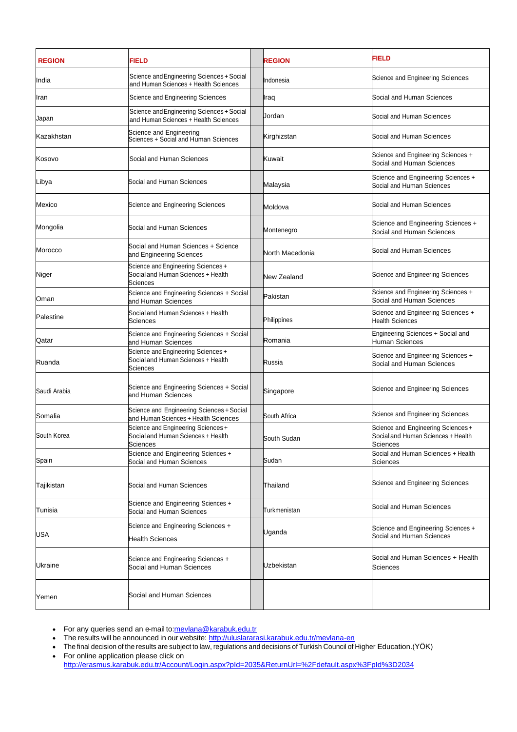| REGION | FIELD | | REGION | FIELD |
|---|---|---|---|---|
| India | Science and Engineering Sciences + Social and Human Sciences + Health Sciences | | Indonesia | Science and Engineering Sciences |
| Iran | Science and Engineering Sciences | | Iraq | Social and Human Sciences |
| Japan | Science and Engineering Sciences + Social and Human Sciences + Health Sciences | | Jordan | Social and Human Sciences |
| Kazakhstan | Science and Engineering Sciences + Social and Human Sciences | | Kirghizstan | Social and Human Sciences |
| Kosovo | Social and Human Sciences | | Kuwait | Science and Engineering Sciences + Social and Human Sciences |
| Libya | Social and Human Sciences | | Malaysia | Science and Engineering Sciences + Social and Human Sciences |
| Mexico | Science and Engineering Sciences | | Moldova | Social and Human Sciences |
| Mongolia | Social and Human Sciences | | Montenegro | Science and Engineering Sciences + Social and Human Sciences |
| Morocco | Social and Human Sciences + Science and Engineering Sciences | | North Macedonia | Social and Human Sciences |
| Niger | Science and Engineering Sciences + Social and Human Sciences + Health Sciences | | New Zealand | Science and Engineering Sciences |
| Oman | Science and Engineering Sciences + Social and Human Sciences | | Pakistan | Science and Engineering Sciences + Social and Human Sciences |
| Palestine | Social and Human Sciences + Health Sciences | | Philippines | Science and Engineering Sciences + Health Sciences |
| Qatar | Science and Engineering Sciences + Social and Human Sciences | | Romania | Engineering Sciences + Social and Human Sciences |
| Ruanda | Science and Engineering Sciences + Social and Human Sciences + Health Sciences | | Russia | Science and Engineering Sciences + Social and Human Sciences |
| Saudi Arabia | Science and Engineering Sciences + Social and Human Sciences | | Singapore | Science and Engineering Sciences |
| Somalia | Science and Engineering Sciences + Social and Human Sciences + Health Sciences | | South Africa | Science and Engineering Sciences |
| South Korea | Science and Engineering Sciences + Social and Human Sciences + Health Sciences | | South Sudan | Science and Engineering Sciences + Social and Human Sciences + Health Sciences |
| Spain | Science and Engineering Sciences + Social and Human Sciences | | Sudan | Social and Human Sciences + Health Sciences |
| Tajikistan | Social and Human Sciences | | Thailand | Science and Engineering Sciences |
| Tunisia | Science and Engineering Sciences + Social and Human Sciences | | Turkmenistan | Social and Human Sciences |
| USA | Science and Engineering Sciences + Health Sciences | | Uganda | Science and Engineering Sciences + Social and Human Sciences |
| Ukraine | Science and Engineering Sciences + Social and Human Sciences | | Uzbekistan | Social and Human Sciences + Health Sciences |
| Yemen | Social and Human Sciences | | | |

- For any queries send an e-mail to: mevlana@karabuk.edu.tr
- The results will be announced in our website: http://uluslararasi.karabuk.edu.tr/mevlana-en
- The final decision of the results are subject to law, regulations and decisions of Turkish Council of Higher Education.(YÖK)
- For online application please click on http://erasmus.karabuk.edu.tr/Account/Login.aspx?pId=2035&ReturnUrl=%2Fdefault.aspx%3FpId%3D2034